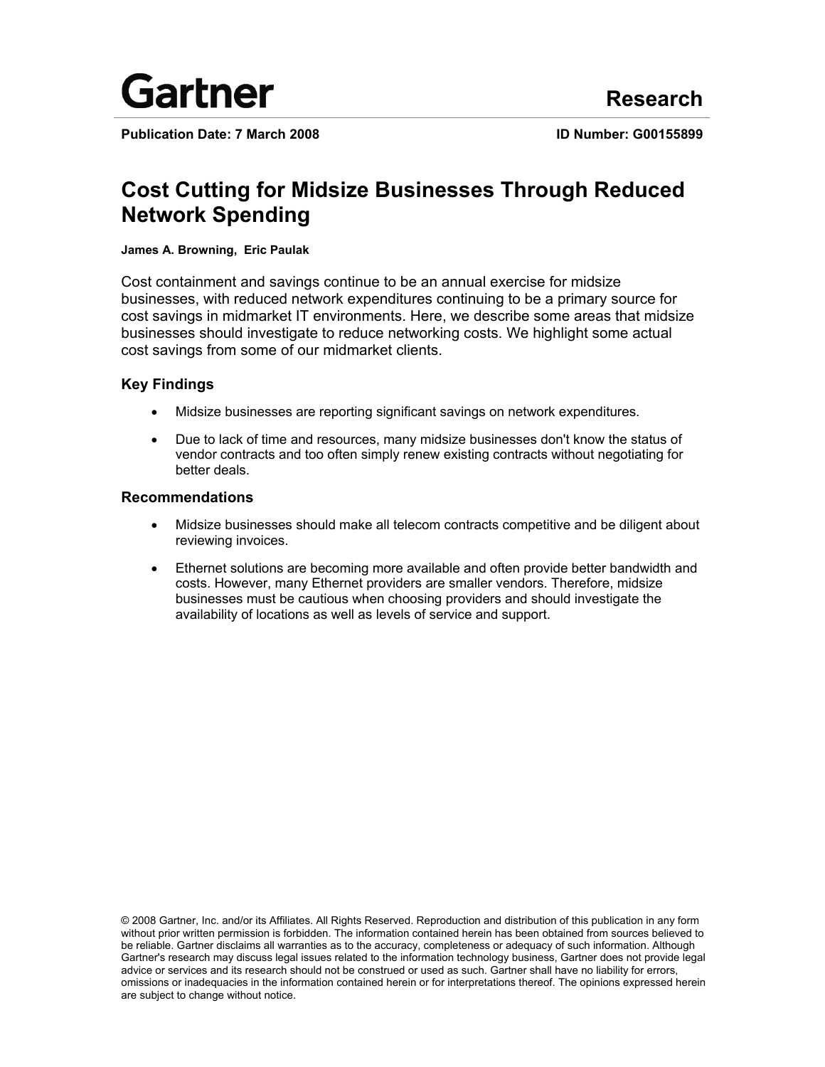Gartner

Research

**Publication Date: 7 March 2008** **ID Number: G00155899**

# Cost Cutting for Midsize Businesses Through Reduced Network Spending

**James A. Browning, Eric Paulak**

Cost containment and savings continue to be an annual exercise for midsize businesses, with reduced network expenditures continuing to be a primary source for cost savings in midmarket IT environments. Here, we describe some areas that midsize businesses should investigate to reduce networking costs. We highlight some actual cost savings from some of our midmarket clients.

### Key Findings

- Midsize businesses are reporting significant savings on network expenditures.
- Due to lack of time and resources, many midsize businesses don't know the status of vendor contracts and too often simply renew existing contracts without negotiating for better deals.

### Recommendations

- Midsize businesses should make all telecom contracts competitive and be diligent about reviewing invoices.
- Ethernet solutions are becoming more available and often provide better bandwidth and costs. However, many Ethernet providers are smaller vendors. Therefore, midsize businesses must be cautious when choosing providers and should investigate the availability of locations as well as levels of service and support.

© 2008 Gartner, Inc. and/or its Affiliates. All Rights Reserved. Reproduction and distribution of this publication in any form without prior written permission is forbidden. The information contained herein has been obtained from sources believed to be reliable. Gartner disclaims all warranties as to the accuracy, completeness or adequacy of such information. Although Gartner's research may discuss legal issues related to the information technology business, Gartner does not provide legal advice or services and its research should not be construed or used as such. Gartner shall have no liability for errors, omissions or inadequacies in the information contained herein or for interpretations thereof. The opinions expressed herein are subject to change without notice.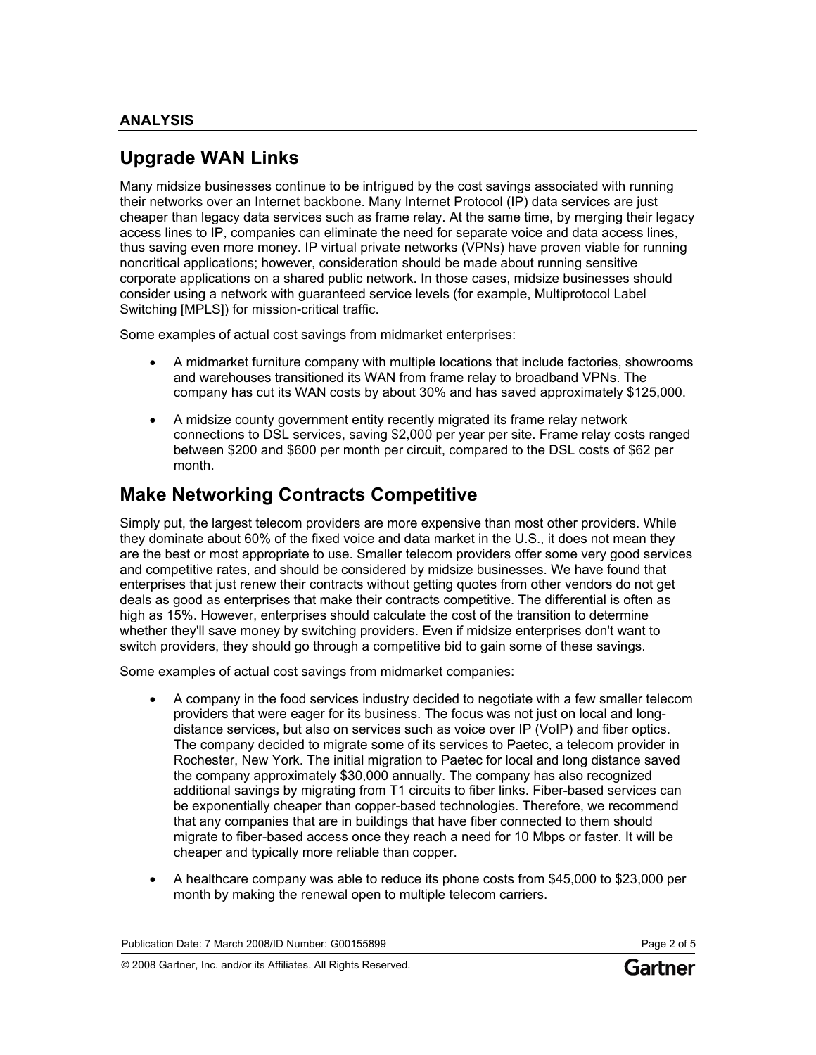## ANALYSIS

# Upgrade WAN Links

Many midsize businesses continue to be intrigued by the cost savings associated with running their networks over an Internet backbone. Many Internet Protocol (IP) data services are just cheaper than legacy data services such as frame relay. At the same time, by merging their legacy access lines to IP, companies can eliminate the need for separate voice and data access lines, thus saving even more money. IP virtual private networks (VPNs) have proven viable for running noncritical applications; however, consideration should be made about running sensitive corporate applications on a shared public network. In those cases, midsize businesses should consider using a network with guaranteed service levels (for example, Multiprotocol Label Switching [MPLS]) for mission-critical traffic.

Some examples of actual cost savings from midmarket enterprises:

- A midmarket furniture company with multiple locations that include factories, showrooms and warehouses transitioned its WAN from frame relay to broadband VPNs. The company has cut its WAN costs by about 30% and has saved approximately $125,000.
- A midsize county government entity recently migrated its frame relay network connections to DSL services, saving $2,000 per year per site. Frame relay costs ranged between $200 and $600 per month per circuit, compared to the DSL costs of $62 per month.

# Make Networking Contracts Competitive

Simply put, the largest telecom providers are more expensive than most other providers. While they dominate about 60% of the fixed voice and data market in the U.S., it does not mean they are the best or most appropriate to use. Smaller telecom providers offer some very good services and competitive rates, and should be considered by midsize businesses. We have found that enterprises that just renew their contracts without getting quotes from other vendors do not get deals as good as enterprises that make their contracts competitive. The differential is often as high as 15%. However, enterprises should calculate the cost of the transition to determine whether they'll save money by switching providers. Even if midsize enterprises don't want to switch providers, they should go through a competitive bid to gain some of these savings.

Some examples of actual cost savings from midmarket companies:

- A company in the food services industry decided to negotiate with a few smaller telecom providers that were eager for its business. The focus was not just on local and long-distance services, but also on services such as voice over IP (VoIP) and fiber optics. The company decided to migrate some of its services to Paetec, a telecom provider in Rochester, New York. The initial migration to Paetec for local and long distance saved the company approximately $30,000 annually. The company has also recognized additional savings by migrating from T1 circuits to fiber links. Fiber-based services can be exponentially cheaper than copper-based technologies. Therefore, we recommend that any companies that are in buildings that have fiber connected to them should migrate to fiber-based access once they reach a need for 10 Mbps or faster. It will be cheaper and typically more reliable than copper.
- A healthcare company was able to reduce its phone costs from $45,000 to $23,000 per month by making the renewal open to multiple telecom carriers.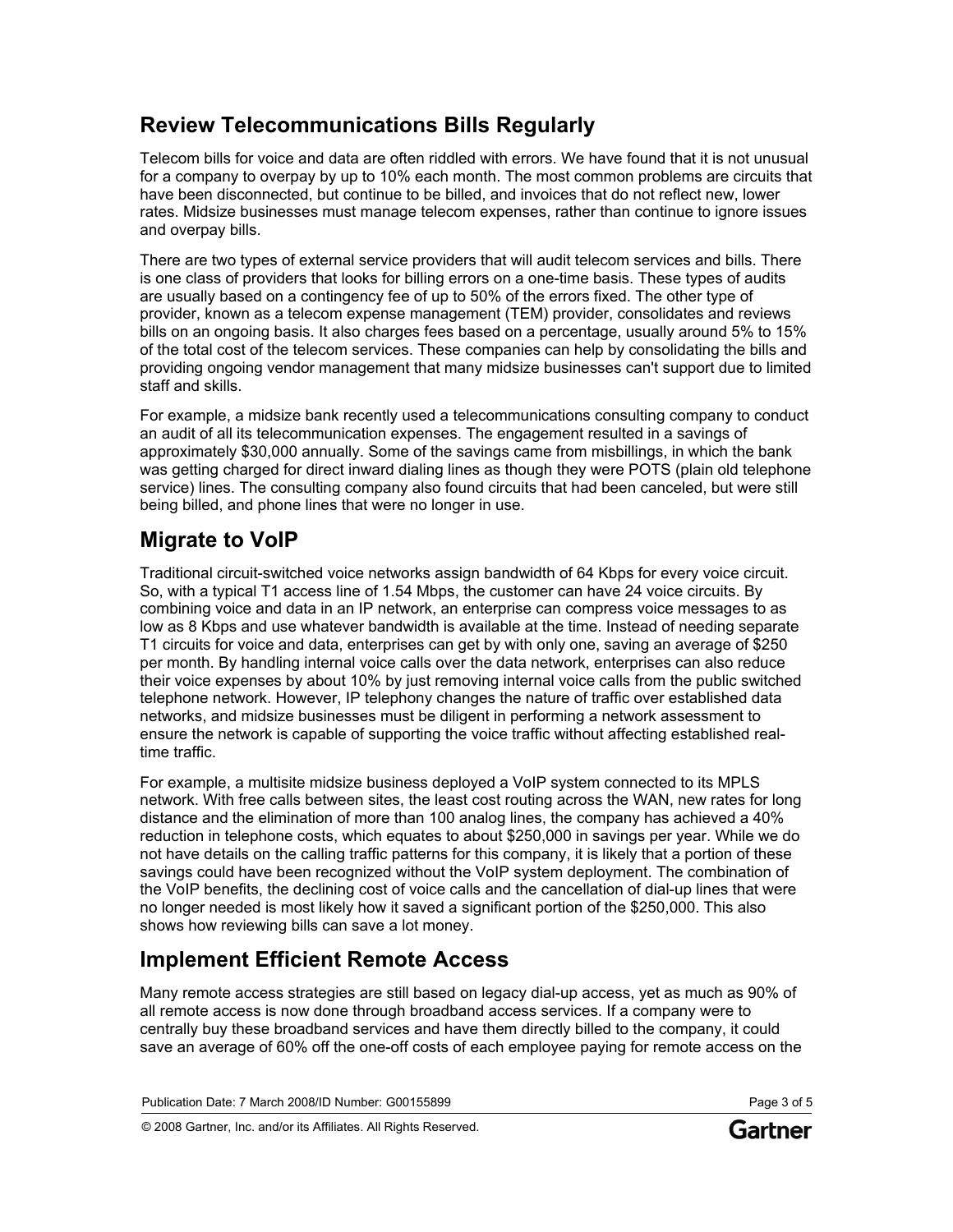## Review Telecommunications Bills Regularly

Telecom bills for voice and data are often riddled with errors. We have found that it is not unusual for a company to overpay by up to 10% each month. The most common problems are circuits that have been disconnected, but continue to be billed, and invoices that do not reflect new, lower rates. Midsize businesses must manage telecom expenses, rather than continue to ignore issues and overpay bills.

There are two types of external service providers that will audit telecom services and bills. There is one class of providers that looks for billing errors on a one-time basis. These types of audits are usually based on a contingency fee of up to 50% of the errors fixed. The other type of provider, known as a telecom expense management (TEM) provider, consolidates and reviews bills on an ongoing basis. It also charges fees based on a percentage, usually around 5% to 15% of the total cost of the telecom services. These companies can help by consolidating the bills and providing ongoing vendor management that many midsize businesses can't support due to limited staff and skills.

For example, a midsize bank recently used a telecommunications consulting company to conduct an audit of all its telecommunication expenses. The engagement resulted in a savings of approximately $30,000 annually. Some of the savings came from misbillings, in which the bank was getting charged for direct inward dialing lines as though they were POTS (plain old telephone service) lines. The consulting company also found circuits that had been canceled, but were still being billed, and phone lines that were no longer in use.

## Migrate to VoIP

Traditional circuit-switched voice networks assign bandwidth of 64 Kbps for every voice circuit. So, with a typical T1 access line of 1.54 Mbps, the customer can have 24 voice circuits. By combining voice and data in an IP network, an enterprise can compress voice messages to as low as 8 Kbps and use whatever bandwidth is available at the time. Instead of needing separate T1 circuits for voice and data, enterprises can get by with only one, saving an average of $250 per month. By handling internal voice calls over the data network, enterprises can also reduce their voice expenses by about 10% by just removing internal voice calls from the public switched telephone network. However, IP telephony changes the nature of traffic over established data networks, and midsize businesses must be diligent in performing a network assessment to ensure the network is capable of supporting the voice traffic without affecting established real-time traffic.

For example, a multisite midsize business deployed a VoIP system connected to its MPLS network. With free calls between sites, the least cost routing across the WAN, new rates for long distance and the elimination of more than 100 analog lines, the company has achieved a 40% reduction in telephone costs, which equates to about $250,000 in savings per year. While we do not have details on the calling traffic patterns for this company, it is likely that a portion of these savings could have been recognized without the VoIP system deployment. The combination of the VoIP benefits, the declining cost of voice calls and the cancellation of dial-up lines that were no longer needed is most likely how it saved a significant portion of the $250,000. This also shows how reviewing bills can save a lot money.

## Implement Efficient Remote Access

Many remote access strategies are still based on legacy dial-up access, yet as much as 90% of all remote access is now done through broadband access services. If a company were to centrally buy these broadband services and have them directly billed to the company, it could save an average of 60% off the one-off costs of each employee paying for remote access on the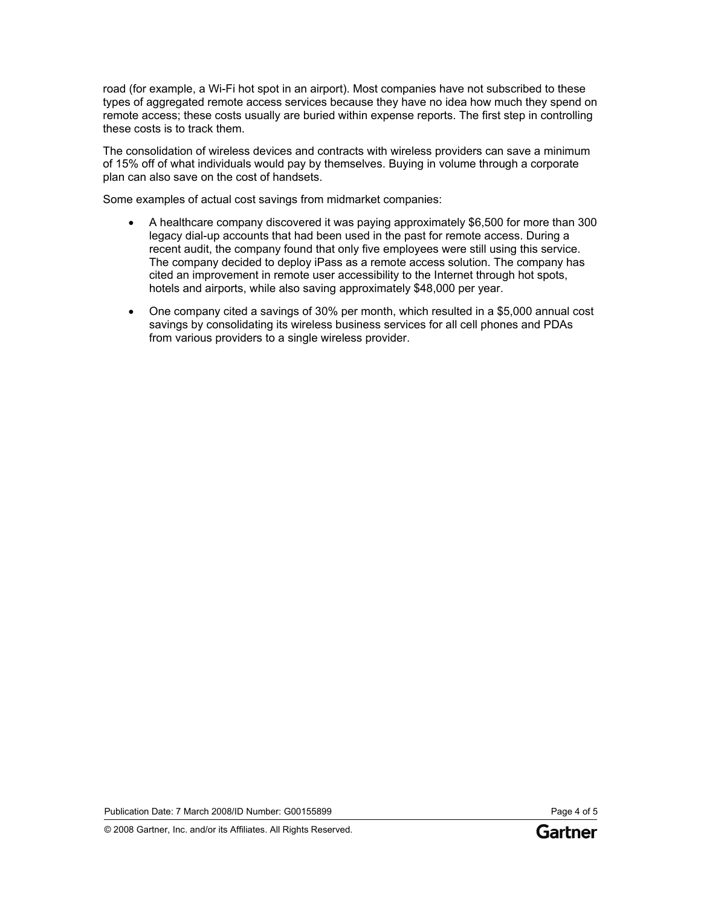road (for example, a Wi-Fi hot spot in an airport). Most companies have not subscribed to these types of aggregated remote access services because they have no idea how much they spend on remote access; these costs usually are buried within expense reports. The first step in controlling these costs is to track them.

The consolidation of wireless devices and contracts with wireless providers can save a minimum of 15% off of what individuals would pay by themselves. Buying in volume through a corporate plan can also save on the cost of handsets.

Some examples of actual cost savings from midmarket companies:

- A healthcare company discovered it was paying approximately $6,500 for more than 300 legacy dial-up accounts that had been used in the past for remote access. During a recent audit, the company found that only five employees were still using this service. The company decided to deploy iPass as a remote access solution. The company has cited an improvement in remote user accessibility to the Internet through hot spots, hotels and airports, while also saving approximately $48,000 per year.
- One company cited a savings of 30% per month, which resulted in a $5,000 annual cost savings by consolidating its wireless business services for all cell phones and PDAs from various providers to a single wireless provider.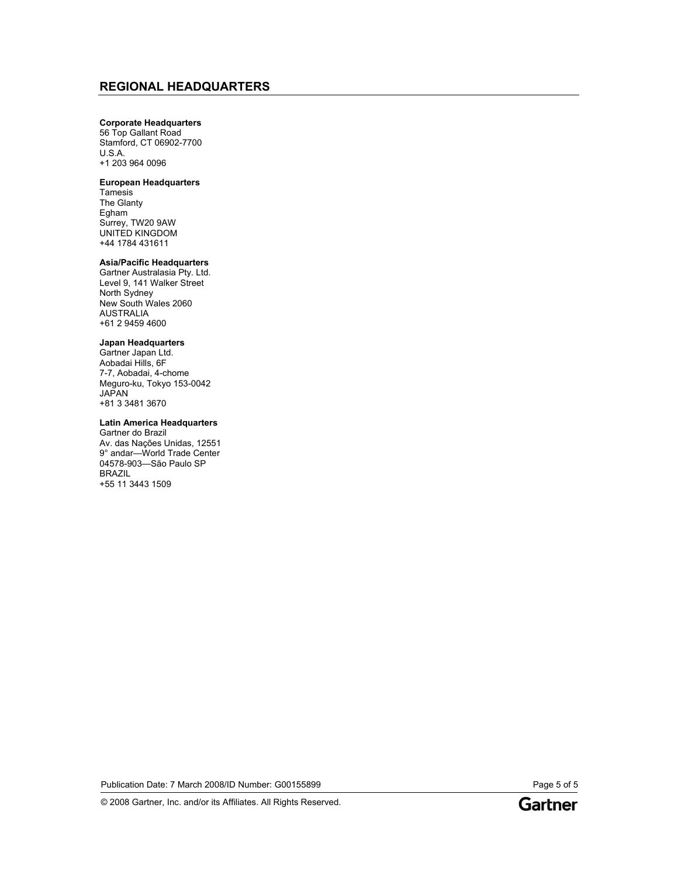## REGIONAL HEADQUARTERS

**Corporate Headquarters**
56 Top Gallant Road
Stamford, CT 06902-7700
U.S.A.
+1 203 964 0096

**European Headquarters**
Tamesis
The Glanty
Egham
Surrey, TW20 9AW
UNITED KINGDOM
+44 1784 431611

**Asia/Pacific Headquarters**
Gartner Australasia Pty. Ltd.
Level 9, 141 Walker Street
North Sydney
New South Wales 2060
AUSTRALIA
+61 2 9459 4600

**Japan Headquarters**
Gartner Japan Ltd.
Aobadai Hills, 6F
7-7, Aobadai, 4-chome
Meguro-ku, Tokyo 153-0042
JAPAN
+81 3 3481 3670

**Latin America Headquarters**
Gartner do Brazil
Av. das Nações Unidas, 12551
9° andar—World Trade Center
04578-903—São Paulo SP
BRAZIL
+55 11 3443 1509